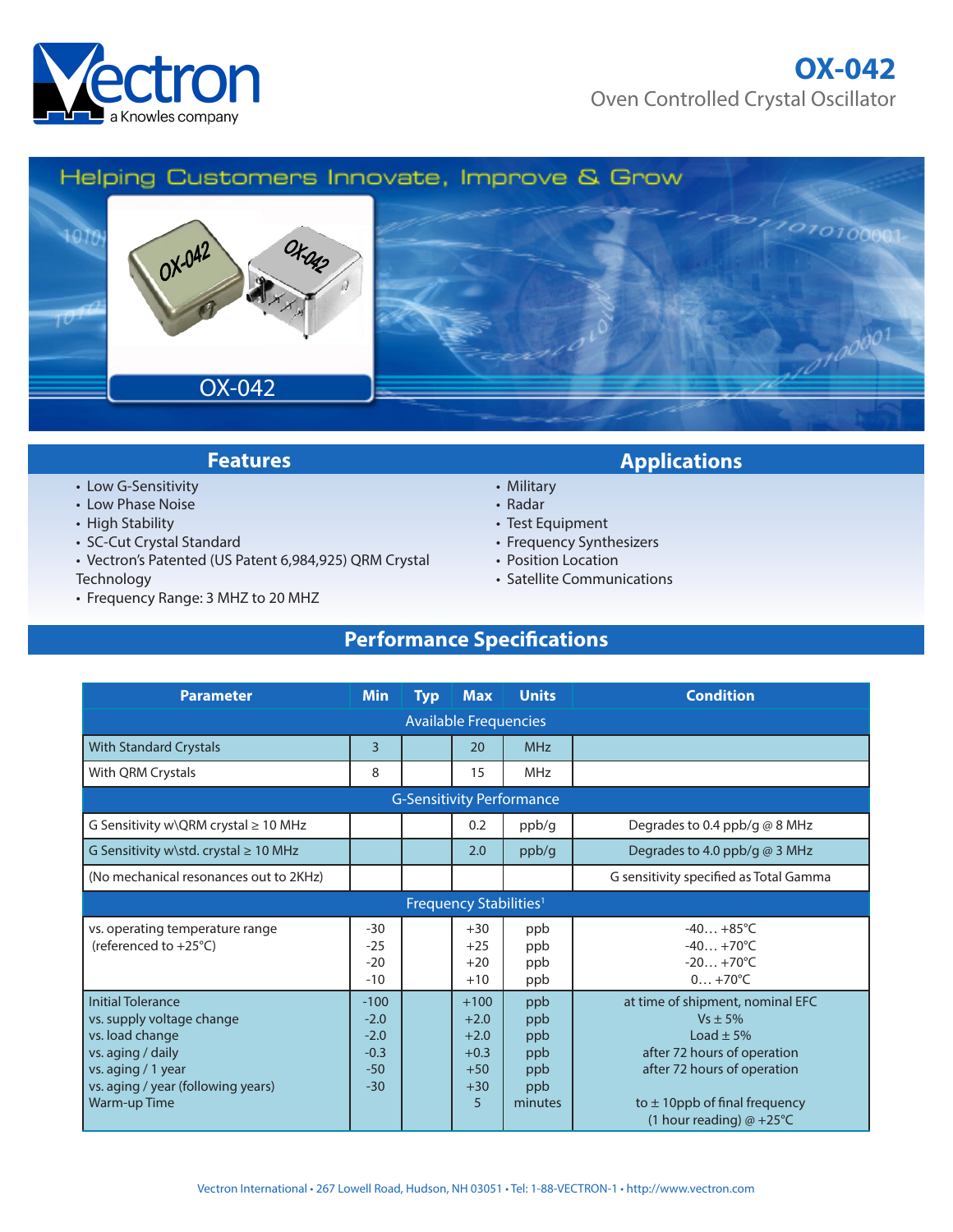# OX-042

Oven Controlled Crystal Oscillator

Helping Customers Innovate, Improve & Grow

OX-042

## Features

- Low G-Sensitivity
- Low Phase Noise
- High Stability
- SC-Cut Crystal Standard
- Vectron's Patented (US Patent 6,984,925) QRM Crystal Technology
- Frequency Range: 3 MHZ to 20 MHZ

## Applications

- Military
- Radar
- Test Equipment
- Frequency Synthesizers
- Position Location
- Satellite Communications

## Performance Specifications

| Parameter | Min | Typ | Max | Units | Condition |
|---|---|---|---|---|---|
| **Available Frequencies** | | | | | |
| With Standard Crystals | 3 | | 20 | MHz | |
| With QRM Crystals | 8 | | 15 | MHz | |
| **G-Sensitivity Performance** | | | | | |
| G Sensitivity w\QRM crystal ≥ 10 MHz | | | 0.2 | ppb/g | Degrades to 0.4 ppb/g @ 8 MHz |
| G Sensitivity w\std. crystal ≥ 10 MHz | | | 2.0 | ppb/g | Degrades to 4.0 ppb/g @ 3 MHz |
| (No mechanical resonances out to 2KHz) | | | | | G sensitivity specified as Total Gamma |
| **Frequency Stabilities[1]** | | | | | |
| vs. operating temperature range (referenced to +25°C) | -30<br>-25<br>-20<br>-10 | | +30<br>+25<br>+20<br>+10 | ppb<br>ppb<br>ppb<br>ppb | -40… +85°C<br>-40… +70°C<br>-20… +70°C<br>0… +70°C |
| Initial Tolerance | -100 | | +100 | ppb | at time of shipment, nominal EFC |
| vs. supply voltage change | -2.0 | | +2.0 | ppb | Vs ± 5% |
| vs. load change | -2.0 | | +2.0 | ppb | Load ± 5% |
| vs. aging / daily | -0.3 | | +0.3 | ppb | after 72 hours of operation |
| vs. aging / 1 year | -50 | | +50 | ppb | after 72 hours of operation |
| vs. aging / year (following years) | -30 | | +30 | ppb | |
| Warm-up Time | | | 5 | minutes | to ± 10ppb of final frequency (1 hour reading) @ +25°C |

Vectron International • 267 Lowell Road, Hudson, NH 03051 • Tel: 1-88-VECTRON-1 • http://www.vectron.com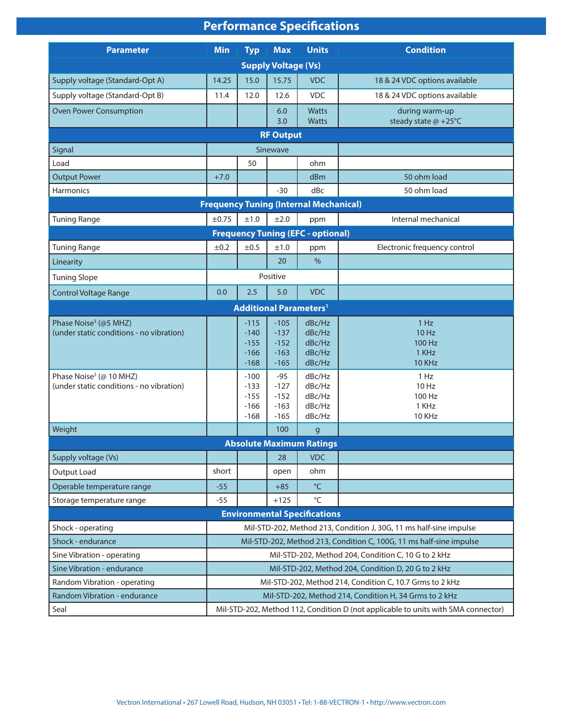## Performance Specifications

| Parameter | Min | Typ | Max | Units | Condition |
|---|---|---|---|---|---|
| **Supply Voltage (Vs)** | | | | | |
| Supply voltage (Standard-Opt A) | 14.25 | 15.0 | 15.75 | VDC | 18 & 24 VDC options available |
| Supply voltage (Standard-Opt B) | 11.4 | 12.0 | 12.6 | VDC | 18 & 24 VDC options available |
| Oven Power Consumption | | | 6.0<br>3.0 | Watts<br>Watts | during warm-up<br>steady state @ +25°C |
| **RF Output** | | | | | |
| Signal | Sinewave | | | | |
| Load | | 50 | | ohm | |
| Output Power | +7.0 | | | dBm | 50 ohm load |
| Harmonics | | | -30 | dBc | 50 ohm load |
| **Frequency Tuning (Internal Mechanical)** | | | | | |
| Tuning Range | ±0.75 | ±1.0 | ±2.0 | ppm | Internal mechanical |
| **Frequency Tuning (EFC - optional)** | | | | | |
| Tuning Range | ±0.2 | ±0.5 | ±1.0 | ppm | Electronic frequency control |
| Linearity | | | 20 | % | |
| Tuning Slope | Positive | | | | |
| Control Voltage Range | 0.0 | 2.5 | 5.0 | VDC | |
| **Additional Parameters[1]** | | | | | |
| Phase Noise[3] (@5 MHZ)<br>(under static conditions - no vibration) | | -115<br>-140<br>-155<br>-166<br>-168 | -105<br>-137<br>-152<br>-163<br>-165 | dBc/Hz<br>dBc/Hz<br>dBc/Hz<br>dBc/Hz<br>dBc/Hz | 1 Hz<br>10 Hz<br>100 Hz<br>1 KHz<br>10 KHz |
| Phase Noise[3] (@ 10 MHZ)<br>(under static conditions - no vibration) | | -100<br>-133<br>-155<br>-166<br>-168 | -95<br>-127<br>-152<br>-163<br>-165 | dBc/Hz<br>dBc/Hz<br>dBc/Hz<br>dBc/Hz<br>dBc/Hz | 1 Hz<br>10 Hz<br>100 Hz<br>1 KHz<br>10 KHz |
| Weight | | | 100 | g | |
| **Absolute Maximum Ratings** | | | | | |
| Supply voltage (Vs) | | | 28 | VDC | |
| Output Load | short | | open | ohm | |
| Operable temperature range | -55 | | +85 | °C | |
| Storage temperature range | -55 | | +125 | °C | |
| **Environmental Specifications** | | | | | |
| Shock - operating | Mil-STD-202, Method 213, Condition J, 30G, 11 ms half-sine impulse | | | | |
| Shock - endurance | Mil-STD-202, Method 213, Condition C, 100G, 11 ms half-sine impulse | | | | |
| Sine Vibration - operating | Mil-STD-202, Method 204, Condition C, 10 G to 2 kHz | | | | |
| Sine Vibration - endurance | Mil-STD-202, Method 204, Condition D, 20 G to 2 kHz | | | | |
| Random Vibration - operating | Mil-STD-202, Method 214, Condition C, 10.7 Grms to 2 kHz | | | | |
| Random Vibration - endurance | Mil-STD-202, Method 214, Condition H, 34 Grms to 2 kHz | | | | |
| Seal | Mil-STD-202, Method 112, Condition D (not applicable to units with SMA connector) | | | | |

Vectron International • 267 Lowell Road, Hudson, NH 03051 • Tel: 1-88-VECTRON-1 • http://www.vectron.com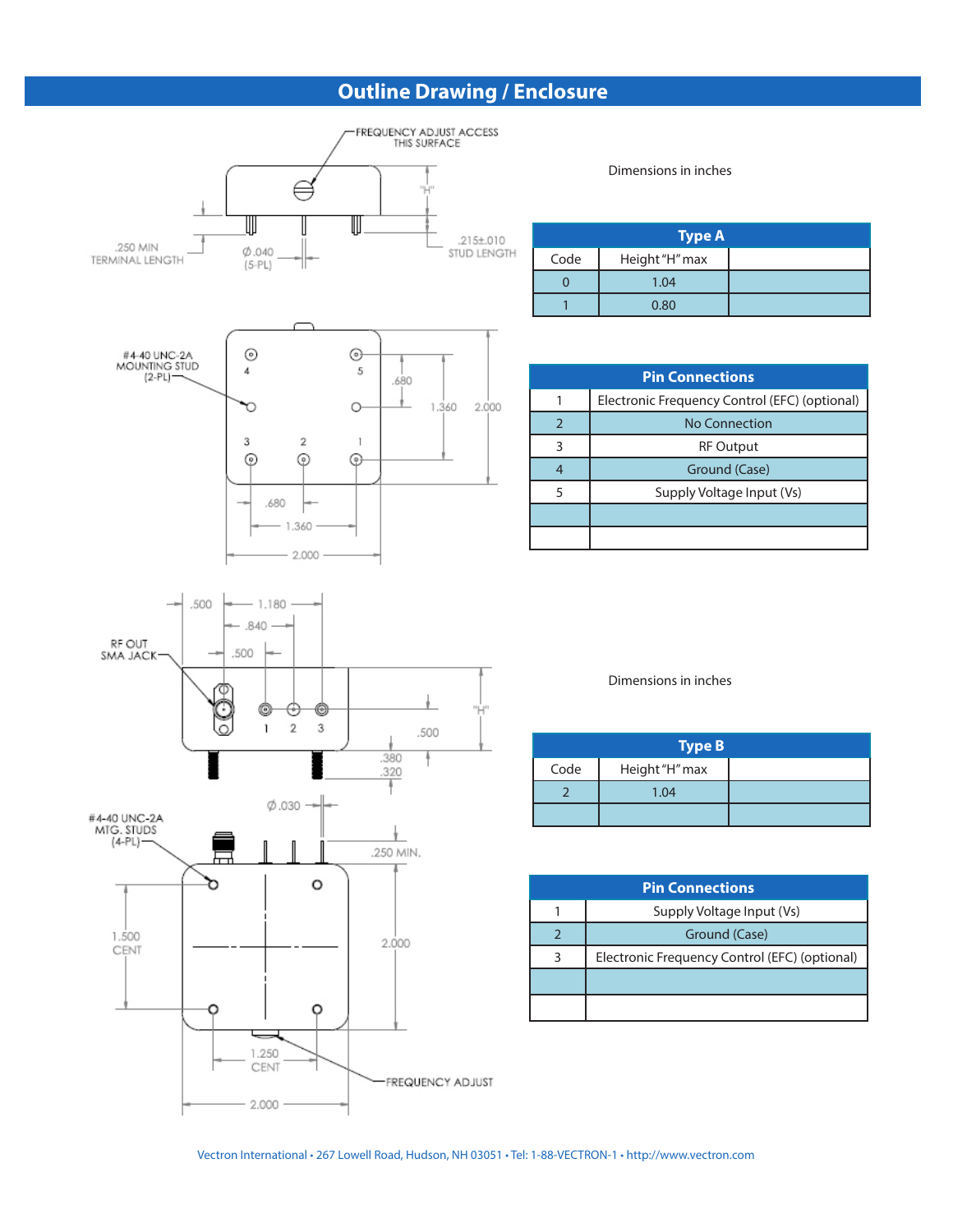## Outline Drawing / Enclosure

Dimensions in inches

| Type A | | |
|---|---|---|
| Code | Height "H" max | |
| 0 | 1.04 | |
| 1 | 0.80 | |

| Pin Connections | |
|---|---|
| 1 | Electronic Frequency Control (EFC) (optional) |
| 2 | No Connection |
| 3 | RF Output |
| 4 | Ground (Case) |
| 5 | Supply Voltage Input (Vs) |
| | |
| | |

Dimensions in inches

| Type B | | |
|---|---|---|
| Code | Height "H" max | |
| 2 | 1.04 | |
| | | |

| Pin Connections | |
|---|---|
| 1 | Supply Voltage Input (Vs) |
| 2 | Ground (Case) |
| 3 | Electronic Frequency Control (EFC) (optional) |
| | |
| | |

Vectron International • 267 Lowell Road, Hudson, NH 03051 • Tel: 1-88-VECTRON-1 • http://www.vectron.com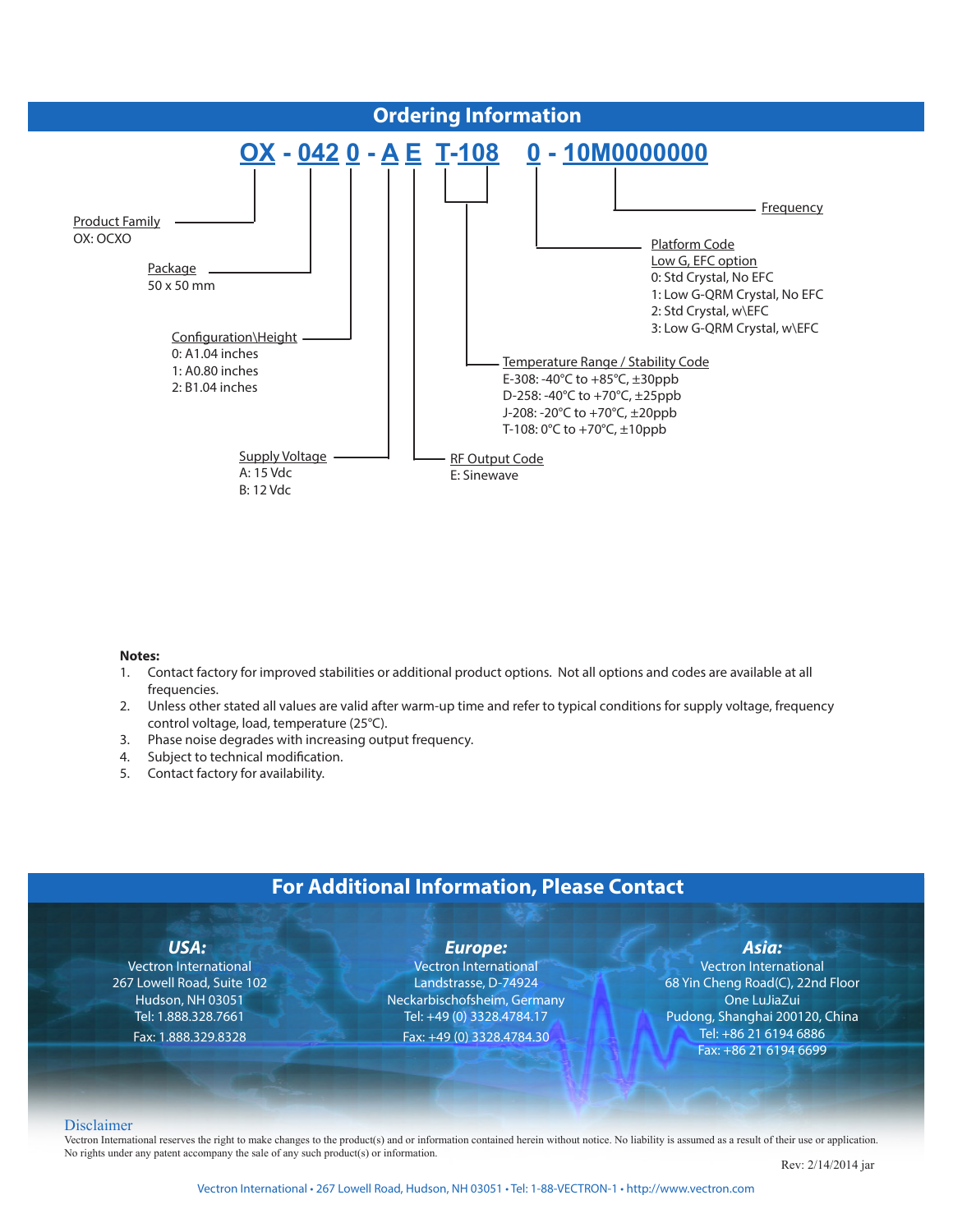## Ordering Information

**OX - 042 0 - A E T-108 0 - 10M0000000**

Product Family
OX: OCXO

Package
50 x 50 mm

Configuration\Height
0: A1.04 inches
1: A0.80 inches
2: B1.04 inches

Supply Voltage
A: 15 Vdc
B: 12 Vdc

RF Output Code
E: Sinewave

Temperature Range / Stability Code
E-308: -40°C to +85°C, ±30ppb
D-258: -40°C to +70°C, ±25ppb
J-208: -20°C to +70°C, ±20ppb
T-108: 0°C to +70°C, ±10ppb

Platform Code
Low G, EFC option
0: Std Crystal, No EFC
1: Low G-QRM Crystal, No EFC
2: Std Crystal, w\EFC
3: Low G-QRM Crystal, w\EFC

Frequency

**Notes:**

1. Contact factory for improved stabilities or additional product options. Not all options and codes are available at all frequencies.
2. Unless other stated all values are valid after warm-up time and refer to typical conditions for supply voltage, frequency control voltage, load, temperature (25°C).
3. Phase noise degrades with increasing output frequency.
4. Subject to technical modification.
5. Contact factory for availability.

## For Additional Information, Please Contact

***USA:***
Vectron International
267 Lowell Road, Suite 102
Hudson, NH 03051
Tel: 1.888.328.7661
Fax: 1.888.329.8328

***Europe:***
Vectron International
Landstrasse, D-74924
Neckarbischofsheim, Germany
Tel: +49 (0) 3328.4784.17
Fax: +49 (0) 3328.4784.30

***Asia:***
Vectron International
68 Yin Cheng Road(C), 22nd Floor
One LuJiaZui
Pudong, Shanghai 200120, China
Tel: +86 21 6194 6886
Fax: +86 21 6194 6699

### Disclaimer

Vectron International reserves the right to make changes to the product(s) and or information contained herein without notice. No liability is assumed as a result of their use or application. No rights under any patent accompany the sale of any such product(s) or information.

Rev: 2/14/2014 jar

Vectron International • 267 Lowell Road, Hudson, NH 03051 • Tel: 1-88-VECTRON-1 • http://www.vectron.com